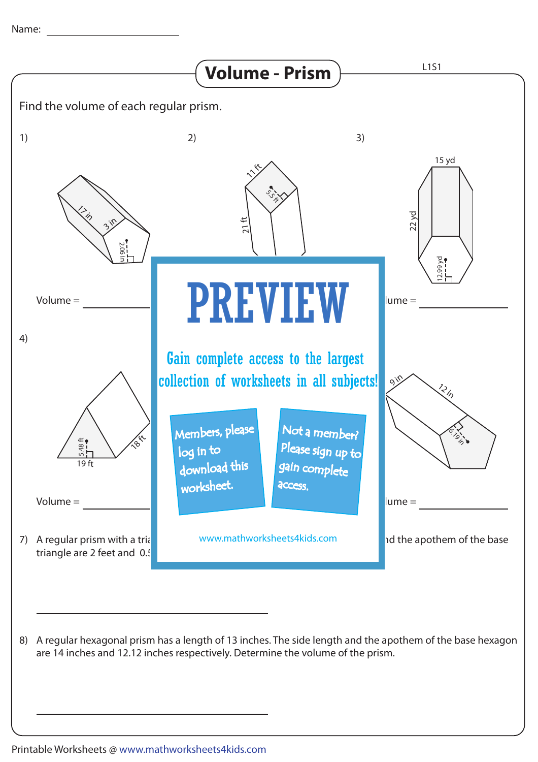Name: ____________________

# Volume - Prism

L1S1

Find the volume of each regular prism.

1)

17 in, 3 in, 2.06 in

Volume = ____________

2)

11 ft, 5.5 ft, 21 ft

3)

15 yd, 22 yd, 12.99 yd

Volume = ____________

4)

5.48 ft, 19 ft, 18 ft

Volume = ____________

9 in, 12 in, 6.19 in

Volume = ____________

PREVIEW

Gain complete access to the largest collection of worksheets in all subjects!

Members, please log in to download this worksheet.

Not a member? Please sign up to gain complete access.

www.mathworksheets4kids.com

7) A regular prism with a tria... triangle are 2 feet and 0.5... nd the apothem of the base

____________________

8) A regular hexagonal prism has a length of 13 inches. The side length and the apothem of the base hexagon are 14 inches and 12.12 inches respectively. Determine the volume of the prism.

____________________

Printable Worksheets @ www.mathworksheets4kids.com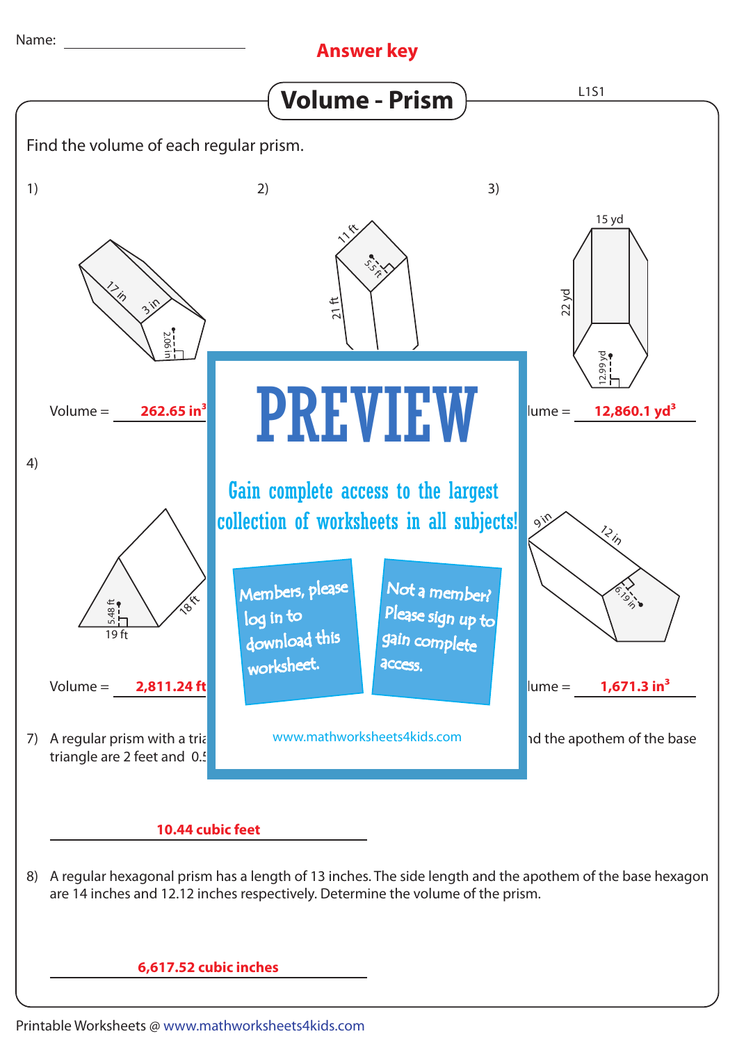Name: ____________________

**Answer key**

# Volume - Prism

L1S1

Find the volume of each regular prism.

1)

17 in
3 in
2.06 in

Volume = **262.65 in³**

2)

11 ft
5.5 ft
21 ft

3)

15 yd
22 yd
12.99 yd

Volume = **12,860.1 yd³**

4)

5.48 ft
19 ft
18 ft

Volume = **2,811.24 ft**

6)

9 in
12 in
6.19 in

Volume = **1,671.3 in³**

**PREVIEW**

Gain complete access to the largest collection of worksheets in all subjects!

Members, please log in to download this worksheet.

Not a member? Please sign up to gain complete access.

www.mathworksheets4kids.com

7) A regular prism with a tria... nd the apothem of the base triangle are 2 feet and 0.5...

**10.44 cubic feet**

8) A regular hexagonal prism has a length of 13 inches. The side length and the apothem of the base hexagon are 14 inches and 12.12 inches respectively. Determine the volume of the prism.

**6,617.52 cubic inches**